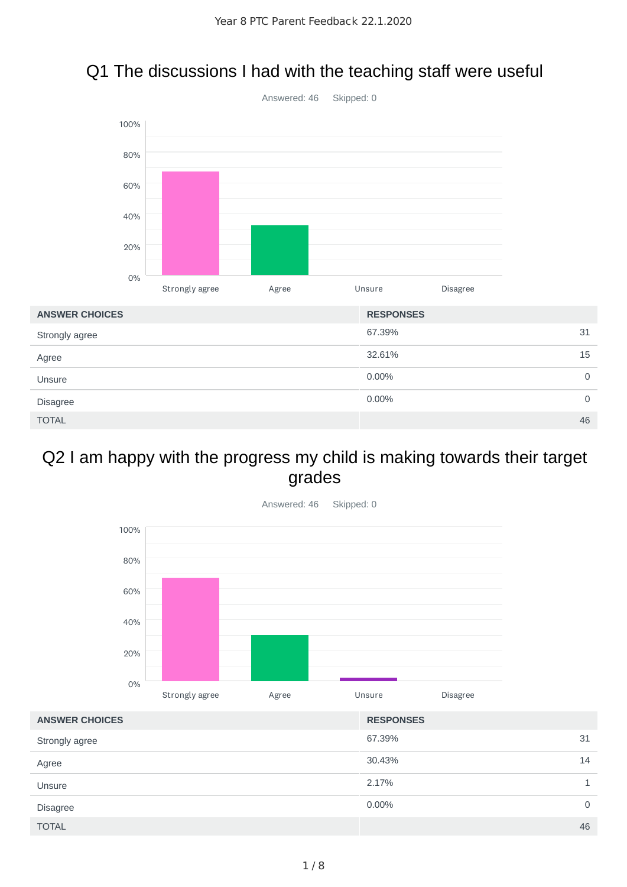Year 8 PTC Parent Feedback 22.1.2020

## Q1 The discussions I had with the teaching staff were useful

Answered: 46 Skipped: 0

| ANSWER CHOICES | RESPONSES | |
|---|---|---|
| Strongly agree | 67.39% | 31 |
| Agree | 32.61% | 15 |
| Unsure | 0.00% | 0 |
| Disagree | 0.00% | 0 |
| TOTAL | | 46 |

## Q2 I am happy with the progress my child is making towards their target grades

Answered: 46 Skipped: 0

| ANSWER CHOICES | RESPONSES | |
|---|---|---|
| Strongly agree | 67.39% | 31 |
| Agree | 30.43% | 14 |
| Unsure | 2.17% | 1 |
| Disagree | 0.00% | 0 |
| TOTAL | | 46 |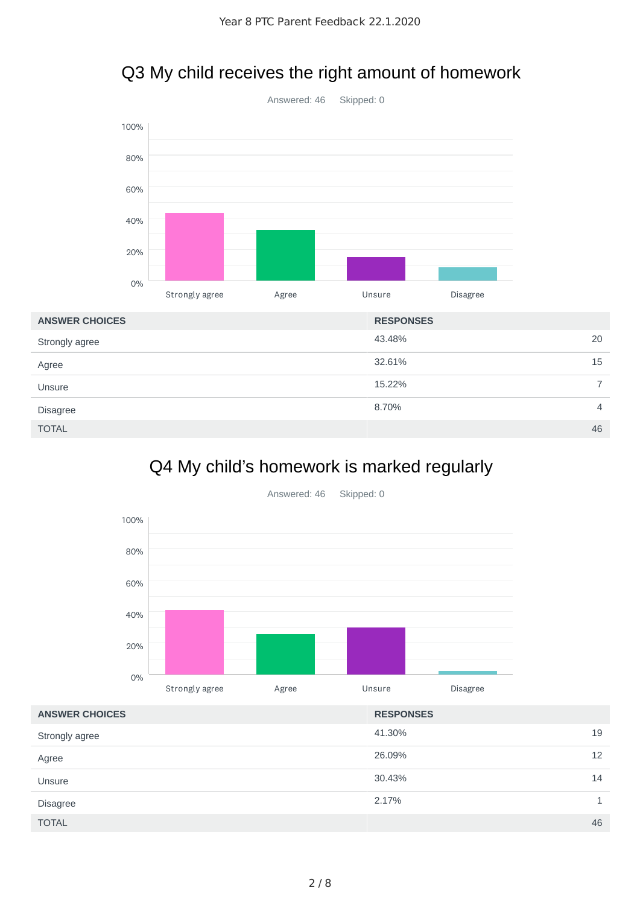## Q3 My child receives the right amount of homework

Answered: 46 Skipped: 0

| ANSWER CHOICES | RESPONSES | |
|---|---|---|
| Strongly agree | 43.48% | 20 |
| Agree | 32.61% | 15 |
| Unsure | 15.22% | 7 |
| Disagree | 8.70% | 4 |
| TOTAL | | 46 |

## Q4 My child's homework is marked regularly

Answered: 46 Skipped: 0

| ANSWER CHOICES | RESPONSES | |
|---|---|---|
| Strongly agree | 41.30% | 19 |
| Agree | 26.09% | 12 |
| Unsure | 30.43% | 14 |
| Disagree | 2.17% | 1 |
| TOTAL | | 46 |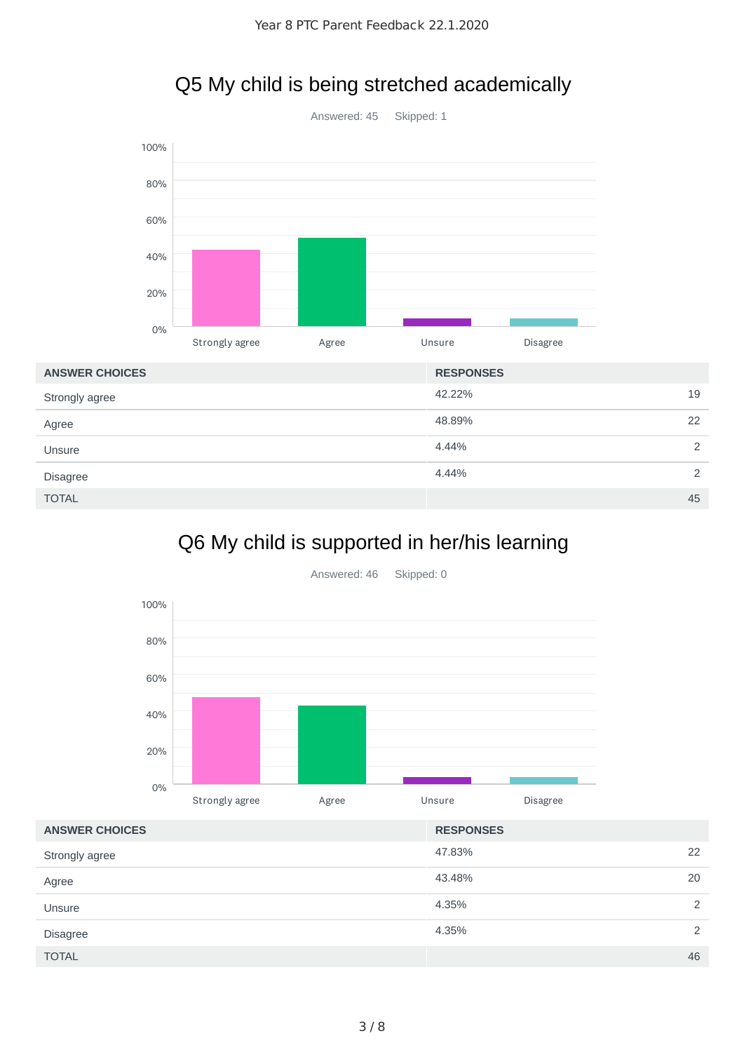## Q5 My child is being stretched academically

Answered: 45    Skipped: 1

| ANSWER CHOICES | RESPONSES | |
|---|---|---|
| Strongly agree | 42.22% | 19 |
| Agree | 48.89% | 22 |
| Unsure | 4.44% | 2 |
| Disagree | 4.44% | 2 |
| TOTAL | | 45 |

## Q6 My child is supported in her/his learning

Answered: 46    Skipped: 0

| ANSWER CHOICES | RESPONSES | |
|---|---|---|
| Strongly agree | 47.83% | 22 |
| Agree | 43.48% | 20 |
| Unsure | 4.35% | 2 |
| Disagree | 4.35% | 2 |
| TOTAL | | 46 |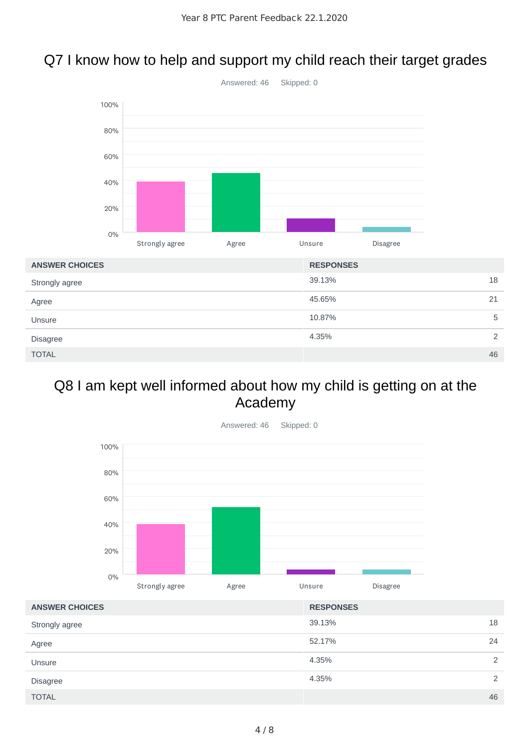## Q7 I know how to help and support my child reach their target grades

Answered: 46 Skipped: 0

| ANSWER CHOICES | RESPONSES | |
|---|---|---|
| Strongly agree | 39.13% | 18 |
| Agree | 45.65% | 21 |
| Unsure | 10.87% | 5 |
| Disagree | 4.35% | 2 |
| TOTAL | | 46 |

## Q8 I am kept well informed about how my child is getting on at the Academy

Answered: 46 Skipped: 0

| ANSWER CHOICES | RESPONSES | |
|---|---|---|
| Strongly agree | 39.13% | 18 |
| Agree | 52.17% | 24 |
| Unsure | 4.35% | 2 |
| Disagree | 4.35% | 2 |
| TOTAL | | 46 |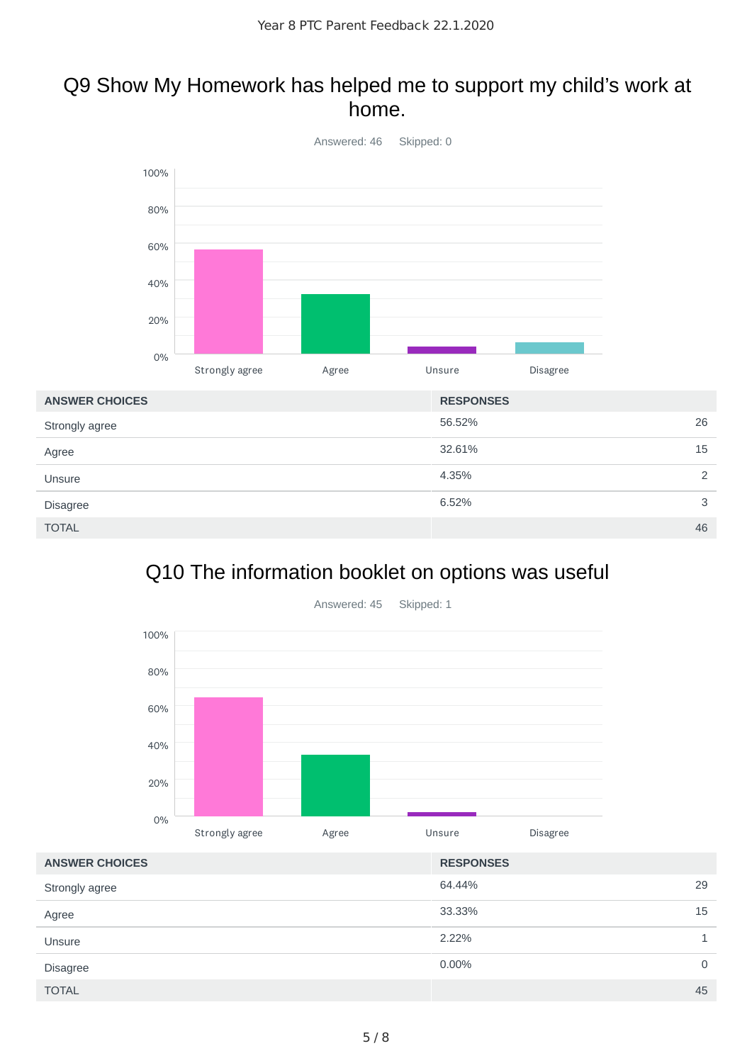## Q9 Show My Homework has helped me to support my child's work at home.

Answered: 46 Skipped: 0

| ANSWER CHOICES | RESPONSES | |
|---|---|---|
| Strongly agree | 56.52% | 26 |
| Agree | 32.61% | 15 |
| Unsure | 4.35% | 2 |
| Disagree | 6.52% | 3 |
| TOTAL | | 46 |

## Q10 The information booklet on options was useful

Answered: 45 Skipped: 1

| ANSWER CHOICES | RESPONSES | |
|---|---|---|
| Strongly agree | 64.44% | 29 |
| Agree | 33.33% | 15 |
| Unsure | 2.22% | 1 |
| Disagree | 0.00% | 0 |
| TOTAL | | 45 |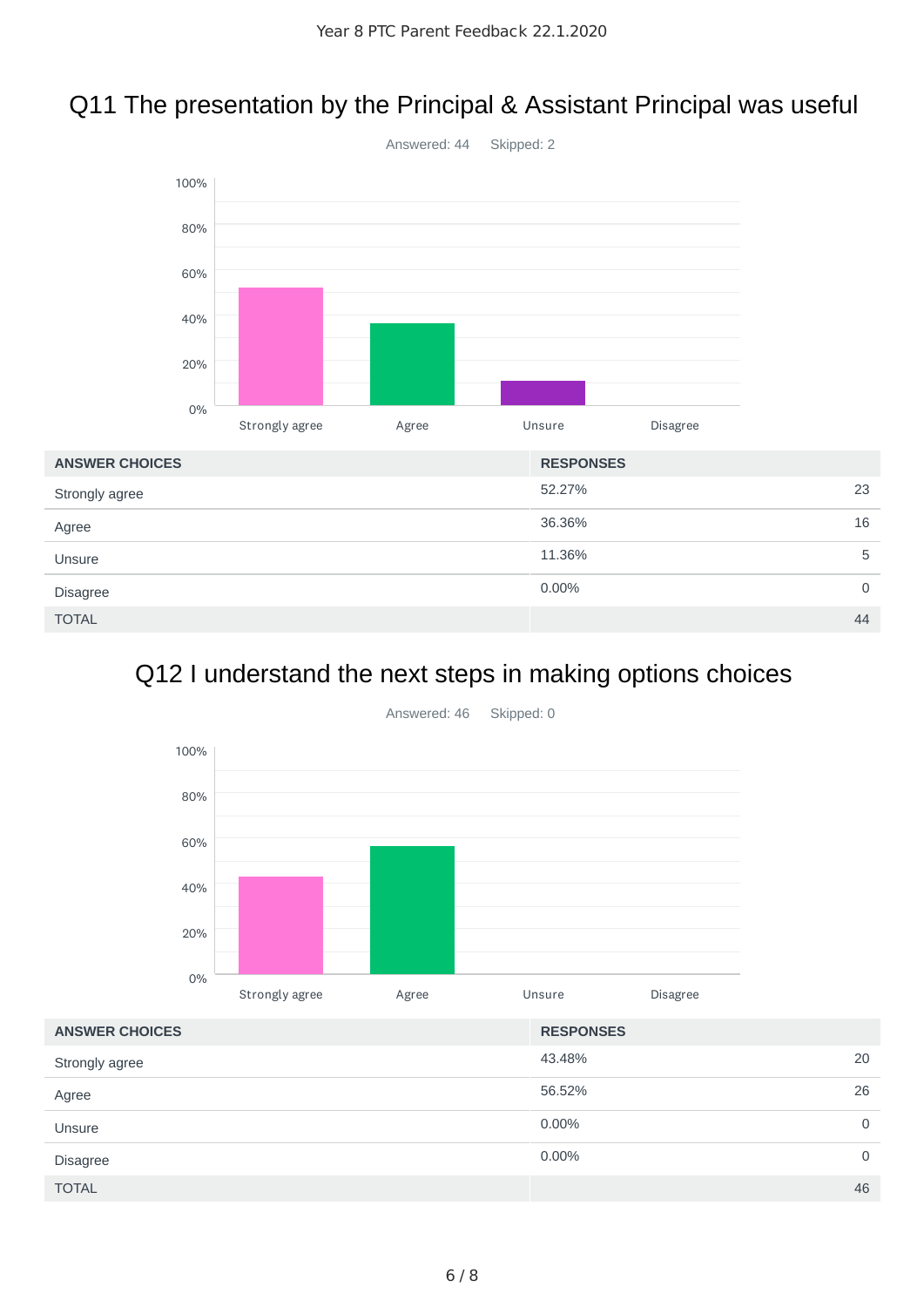## Q11 The presentation by the Principal & Assistant Principal was useful

Answered: 44 Skipped: 2

| ANSWER CHOICES | RESPONSES | |
|---|---|---|
| Strongly agree | 52.27% | 23 |
| Agree | 36.36% | 16 |
| Unsure | 11.36% | 5 |
| Disagree | 0.00% | 0 |
| TOTAL | | 44 |

## Q12 I understand the next steps in making options choices

Answered: 46 Skipped: 0

| ANSWER CHOICES | RESPONSES | |
|---|---|---|
| Strongly agree | 43.48% | 20 |
| Agree | 56.52% | 26 |
| Unsure | 0.00% | 0 |
| Disagree | 0.00% | 0 |
| TOTAL | | 46 |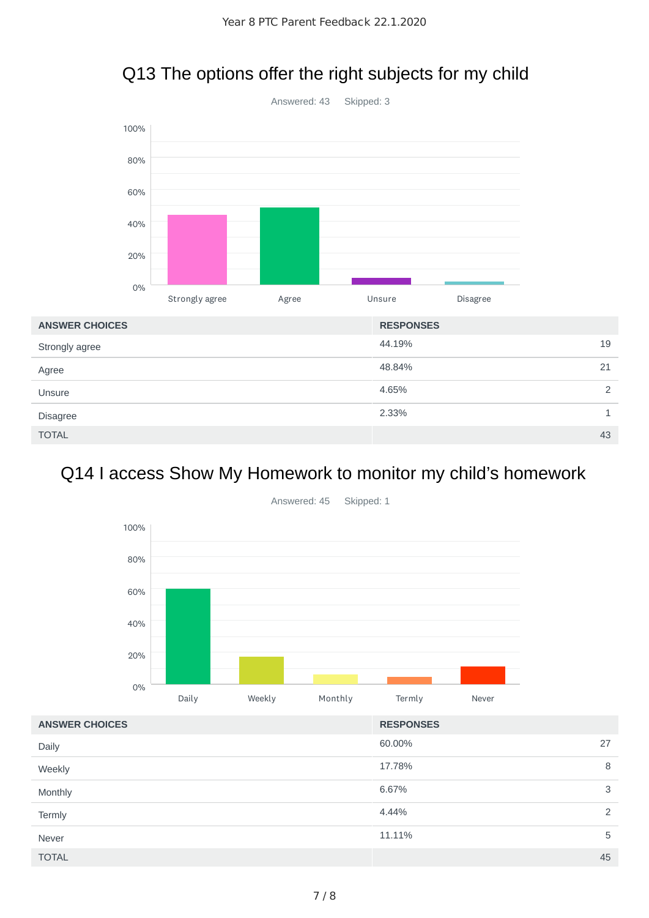## Q13 The options offer the right subjects for my child

Answered: 43    Skipped: 3

| ANSWER CHOICES | RESPONSES | |
|---|---|---|
| Strongly agree | 44.19% | 19 |
| Agree | 48.84% | 21 |
| Unsure | 4.65% | 2 |
| Disagree | 2.33% | 1 |
| TOTAL | | 43 |

## Q14 I access Show My Homework to monitor my child's homework

Answered: 45    Skipped: 1

| ANSWER CHOICES | RESPONSES | |
|---|---|---|
| Daily | 60.00% | 27 |
| Weekly | 17.78% | 8 |
| Monthly | 6.67% | 3 |
| Termly | 4.44% | 2 |
| Never | 11.11% | 5 |
| TOTAL | | 45 |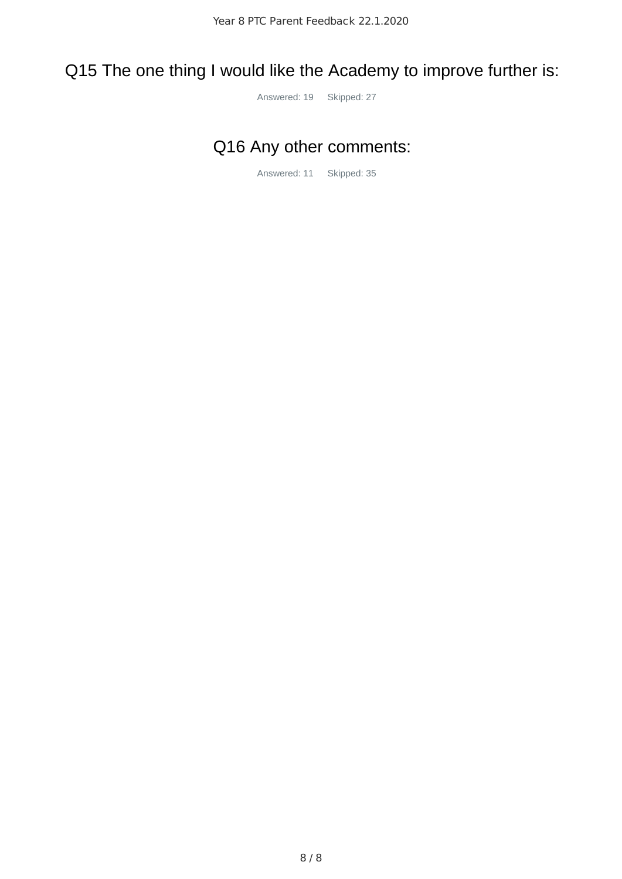## Q15 The one thing I would like the Academy to improve further is:

Answered: 19 Skipped: 27

## Q16 Any other comments:

Answered: 11 Skipped: 35